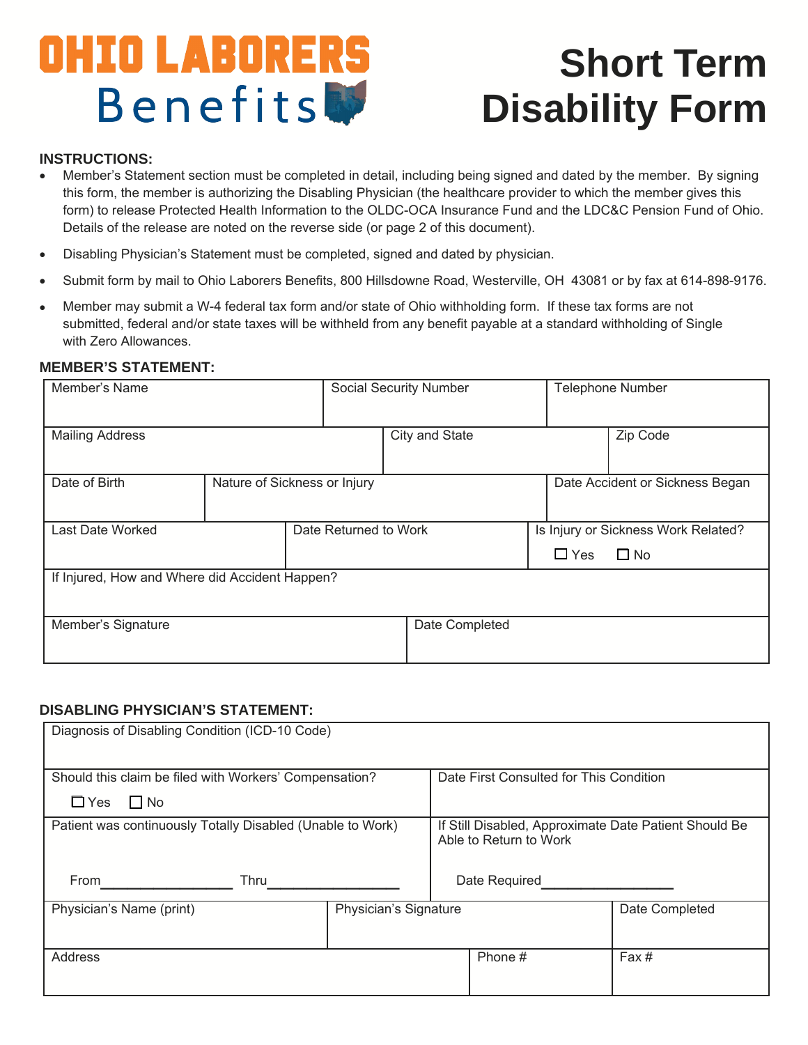# OHIO LABORERS Benefits

# Short Term Disability Form

**INSTRUCTIONS:**

- Member's Statement section must be completed in detail, including being signed and dated by the member. By signing this form, the member is authorizing the Disabling Physician (the healthcare provider to which the member gives this form) to release Protected Health Information to the OLDC-OCA Insurance Fund and the LDC&C Pension Fund of Ohio. Details of the release are noted on the reverse side (or page 2 of this document).
- Disabling Physician's Statement must be completed, signed and dated by physician.
- Submit form by mail to Ohio Laborers Benefits, 800 Hillsdowne Road, Westerville, OH 43081 or by fax at 614-898-9176.
- Member may submit a W-4 federal tax form and/or state of Ohio withholding form. If these tax forms are not submitted, federal and/or state taxes will be withheld from any benefit payable at a standard withholding of Single with Zero Allowances.

**MEMBER'S STATEMENT:**

| Member's Name | Social Security Number | Telephone Number |
|---|---|---|
| | | |

| Mailing Address | City and State | Zip Code |
|---|---|---|
| | | |

| Date of Birth | Nature of Sickness or Injury | Date Accident or Sickness Began |
|---|---|---|
| | | |

| Last Date Worked | Date Returned to Work | Is Injury or Sickness Work Related? ☐ Yes ☐ No |
|---|---|---|
| | | |

| If Injured, How and Where did Accident Happen? |
|---|
| |

| Member's Signature | Date Completed |
|---|---|
| | |

**DISABLING PHYSICIAN'S STATEMENT:**

| Diagnosis of Disabling Condition (ICD-10 Code) |
|---|
| |

| Should this claim be filed with Workers' Compensation? ☐ Yes ☐ No | Date First Consulted for This Condition |
|---|---|
| Patient was continuously Totally Disabled (Unable to Work) From\_\_\_\_\_\_\_\_\_\_ Thru\_\_\_\_\_\_\_\_\_\_ | If Still Disabled, Approximate Date Patient Should Be Able to Return to Work Date Required\_\_\_\_\_\_\_\_\_\_ |

| Physician's Name (print) | Physician's Signature | Date Completed |
|---|---|---|
| | | |

| Address | Phone # | Fax # |
|---|---|---|
| | | |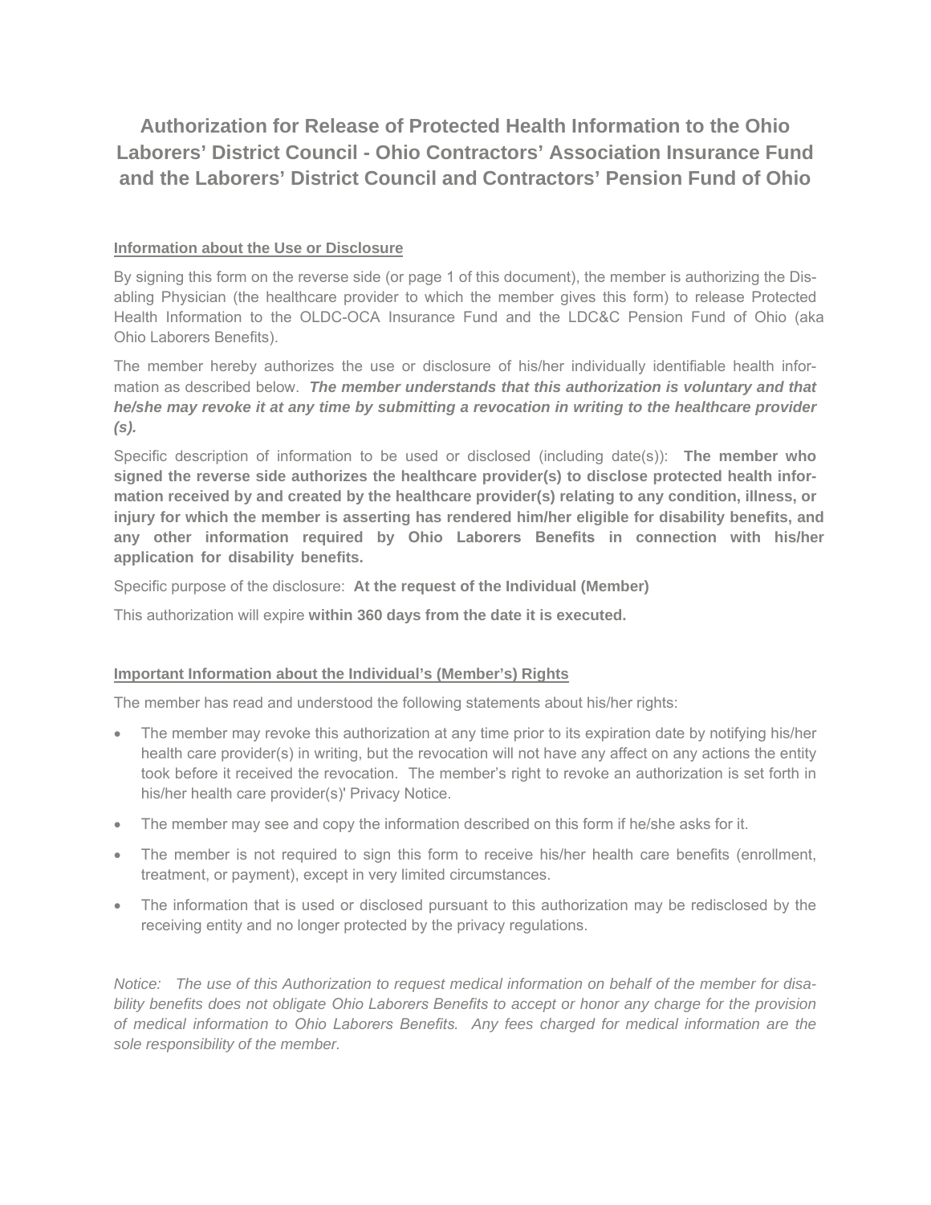# Authorization for Release of Protected Health Information to the Ohio Laborers' District Council - Ohio Contractors' Association Insurance Fund and the Laborers' District Council and Contractors' Pension Fund of Ohio

## Information about the Use or Disclosure

By signing this form on the reverse side (or page 1 of this document), the member is authorizing the Disabling Physician (the healthcare provider to which the member gives this form) to release Protected Health Information to the OLDC-OCA Insurance Fund and the LDC&C Pension Fund of Ohio (aka Ohio Laborers Benefits).

The member hereby authorizes the use or disclosure of his/her individually identifiable health information as described below. ***The member understands that this authorization is voluntary and that he/she may revoke it at any time by submitting a revocation in writing to the healthcare provider (s).***

Specific description of information to be used or disclosed (including date(s)): **The member who signed the reverse side authorizes the healthcare provider(s) to disclose protected health information received by and created by the healthcare provider(s) relating to any condition, illness, or injury for which the member is asserting has rendered him/her eligible for disability benefits, and any other information required by Ohio Laborers Benefits in connection with his/her application for disability benefits.**

Specific purpose of the disclosure: **At the request of the Individual (Member)**

This authorization will expire **within 360 days from the date it is executed.**

## Important Information about the Individual's (Member's) Rights

The member has read and understood the following statements about his/her rights:

- The member may revoke this authorization at any time prior to its expiration date by notifying his/her health care provider(s) in writing, but the revocation will not have any affect on any actions the entity took before it received the revocation. The member's right to revoke an authorization is set forth in his/her health care provider(s)' Privacy Notice.
- The member may see and copy the information described on this form if he/she asks for it.
- The member is not required to sign this form to receive his/her health care benefits (enrollment, treatment, or payment), except in very limited circumstances.
- The information that is used or disclosed pursuant to this authorization may be redisclosed by the receiving entity and no longer protected by the privacy regulations.

*Notice: The use of this Authorization to request medical information on behalf of the member for disability benefits does not obligate Ohio Laborers Benefits to accept or honor any charge for the provision of medical information to Ohio Laborers Benefits. Any fees charged for medical information are the sole responsibility of the member.*